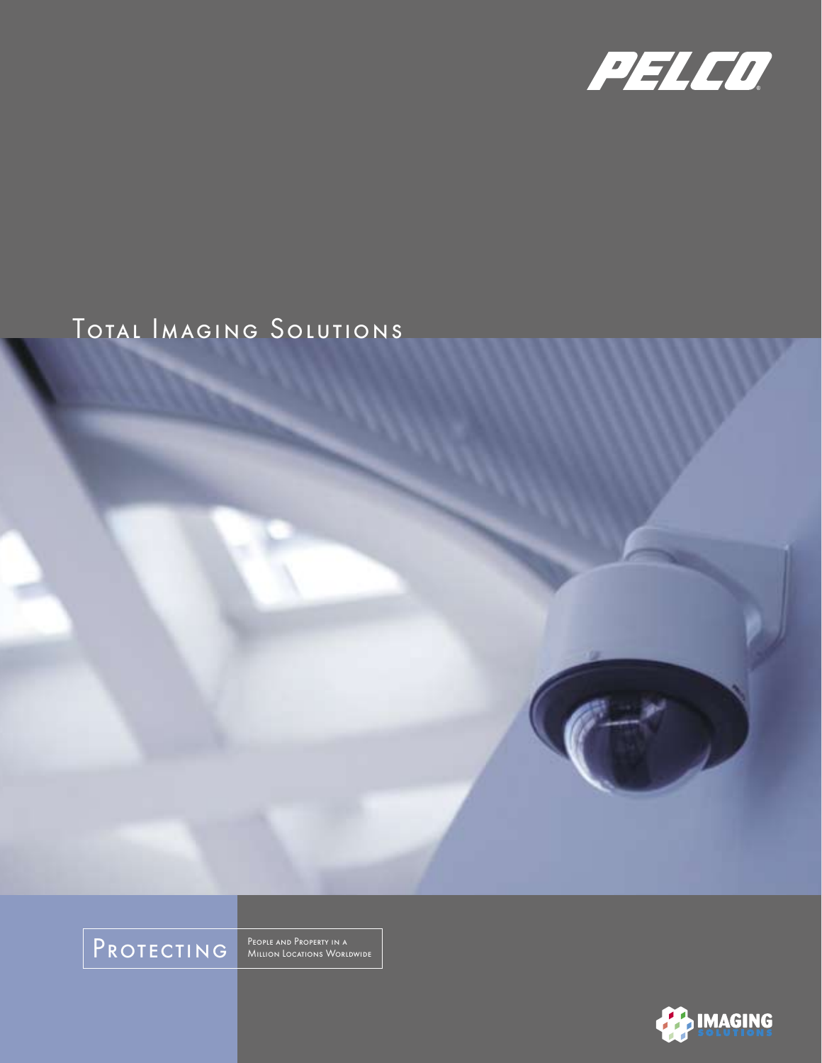PELCO

# Total Imaging Solutions

Protecting People and Property in a Million Locations Worldwide

IMAGING SOLUTIONS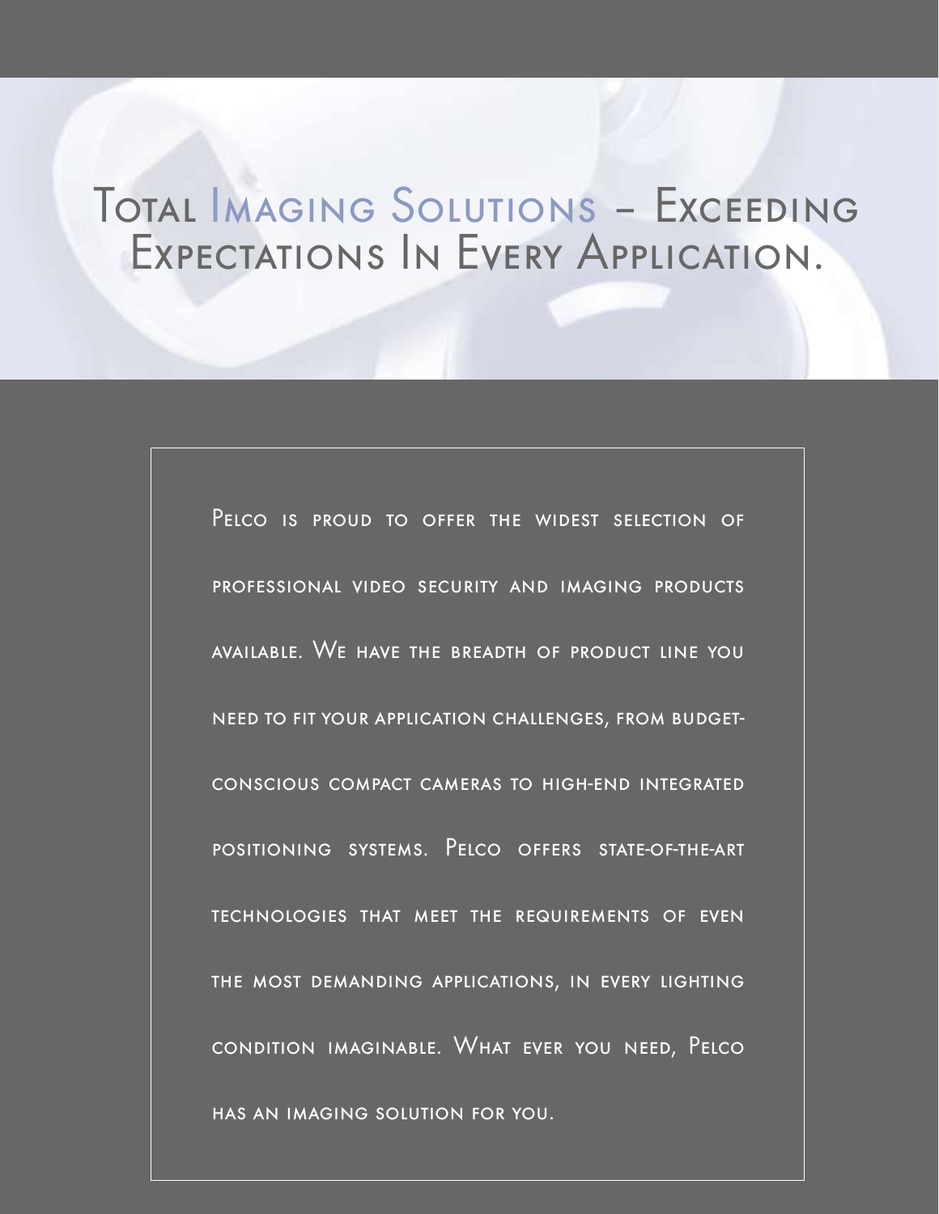# Total Imaging Solutions – Exceeding Expectations In Every Application.

Pelco is proud to offer the widest selection of professional video security and imaging products available. We have the breadth of product line you need to fit your application challenges, from budget-conscious compact cameras to high-end integrated positioning systems. Pelco offers state-of-the-art technologies that meet the requirements of even the most demanding applications, in every lighting condition imaginable. What ever you need, Pelco has an imaging solution for you.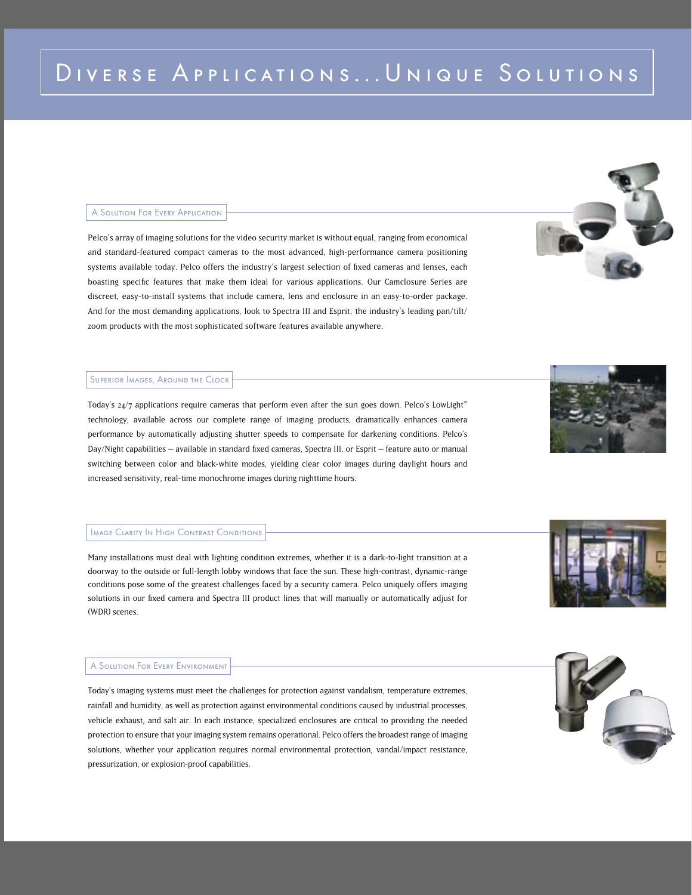# Diverse Applications...Unique Solutions

## A Solution For Every Application

Pelco's array of imaging solutions for the video security market is without equal, ranging from economical and standard-featured compact cameras to the most advanced, high-performance camera positioning systems available today. Pelco offers the industry's largest selection of fixed cameras and lenses, each boasting specific features that make them ideal for various applications. Our Camclosure Series are discreet, easy-to-install systems that include camera, lens and enclosure in an easy-to-order package. And for the most demanding applications, look to Spectra III and Esprit, the industry's leading pan/tilt/zoom products with the most sophisticated software features available anywhere.

## Superior Images, Around the Clock

Today's 24/7 applications require cameras that perform even after the sun goes down. Pelco's LowLight™ technology, available across our complete range of imaging products, dramatically enhances camera performance by automatically adjusting shutter speeds to compensate for darkening conditions. Pelco's Day/Night capabilities – available in standard fixed cameras, Spectra III, or Esprit – feature auto or manual switching between color and black-white modes, yielding clear color images during daylight hours and increased sensitivity, real-time monochrome images during nighttime hours.

## Image Clarity In High Contrast Conditions

Many installations must deal with lighting condition extremes, whether it is a dark-to-light transition at a doorway to the outside or full-length lobby windows that face the sun. These high-contrast, dynamic-range conditions pose some of the greatest challenges faced by a security camera. Pelco uniquely offers imaging solutions in our fixed camera and Spectra III product lines that will manually or automatically adjust for (WDR) scenes.

## A Solution For Every Environment

Today's imaging systems must meet the challenges for protection against vandalism, temperature extremes, rainfall and humidity, as well as protection against environmental conditions caused by industrial processes, vehicle exhaust, and salt air. In each instance, specialized enclosures are critical to providing the needed protection to ensure that your imaging system remains operational. Pelco offers the broadest range of imaging solutions, whether your application requires normal environmental protection, vandal/impact resistance, pressurization, or explosion-proof capabilities.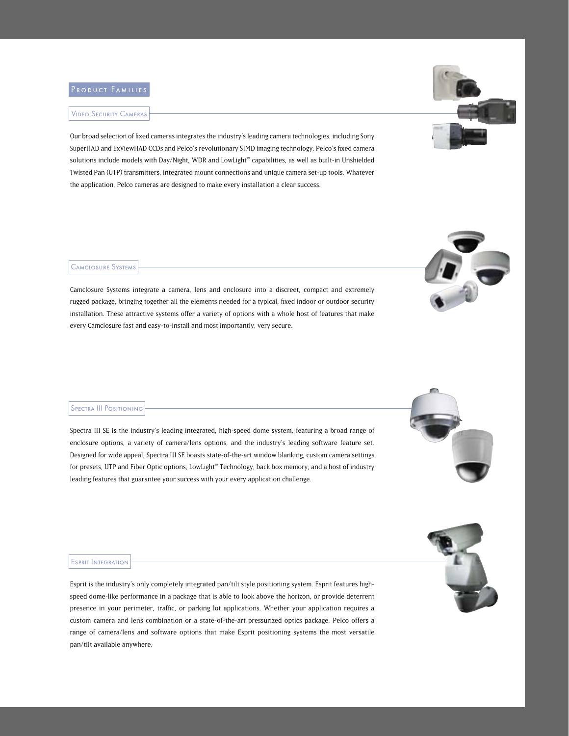## Product Families

### Video Security Cameras

Our broad selection of fixed cameras integrates the industry's leading camera technologies, including Sony SuperHAD and ExViewHAD CCDs and Pelco's revolutionary SIMD imaging technology. Pelco's fixed camera solutions include models with Day/Night, WDR and LowLight™ capabilities, as well as built-in Unshielded Twisted Pan (UTP) transmitters, integrated mount connections and unique camera set-up tools. Whatever the application, Pelco cameras are designed to make every installation a clear success.

### Camclosure Systems

Camclosure Systems integrate a camera, lens and enclosure into a discreet, compact and extremely rugged package, bringing together all the elements needed for a typical, fixed indoor or outdoor security installation. These attractive systems offer a variety of options with a whole host of features that make every Camclosure fast and easy-to-install and most importantly, very secure.

### Spectra III Positioning

Spectra III SE is the industry's leading integrated, high-speed dome system, featuring a broad range of enclosure options, a variety of camera/lens options, and the industry's leading software feature set. Designed for wide appeal, Spectra III SE boasts state-of-the-art window blanking, custom camera settings for presets, UTP and Fiber Optic options, LowLight™ Technology, back box memory, and a host of industry leading features that guarantee your success with your every application challenge.

### Esprit Integration

Esprit is the industry's only completely integrated pan/tilt style positioning system. Esprit features high-speed dome-like performance in a package that is able to look above the horizon, or provide deterrent presence in your perimeter, traffic, or parking lot applications. Whether your application requires a custom camera and lens combination or a state-of-the-art pressurized optics package, Pelco offers a range of camera/lens and software options that make Esprit positioning systems the most versatile pan/tilt available anywhere.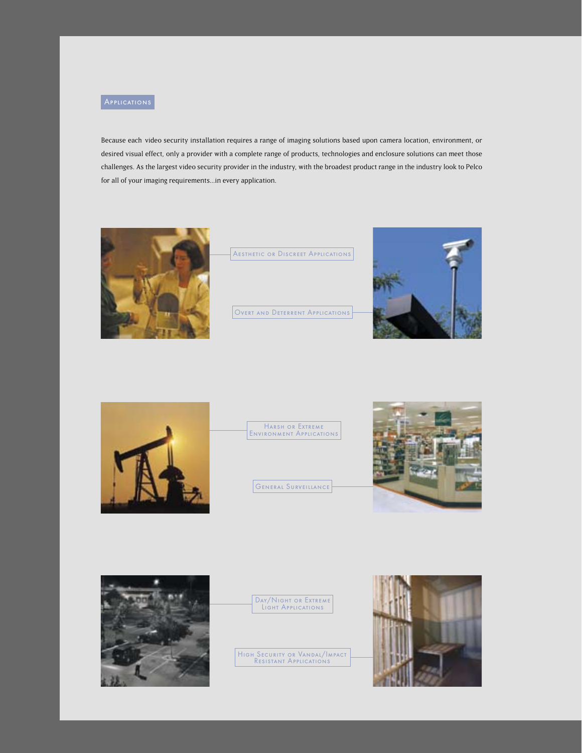## Applications

Because each video security installation requires a range of imaging solutions based upon camera location, environment, or desired visual effect, only a provider with a complete range of products, technologies and enclosure solutions can meet those challenges. As the largest video security provider in the industry, with the broadest product range in the industry look to Pelco for all of your imaging requirements...in every application.

Aesthetic or Discreet Applications

Overt and Deterrent Applications

Harsh or Extreme Environment Applications

General Surveillance

Day/Night or Extreme Light Applications

High Security or Vandal/Impact Resistant Applications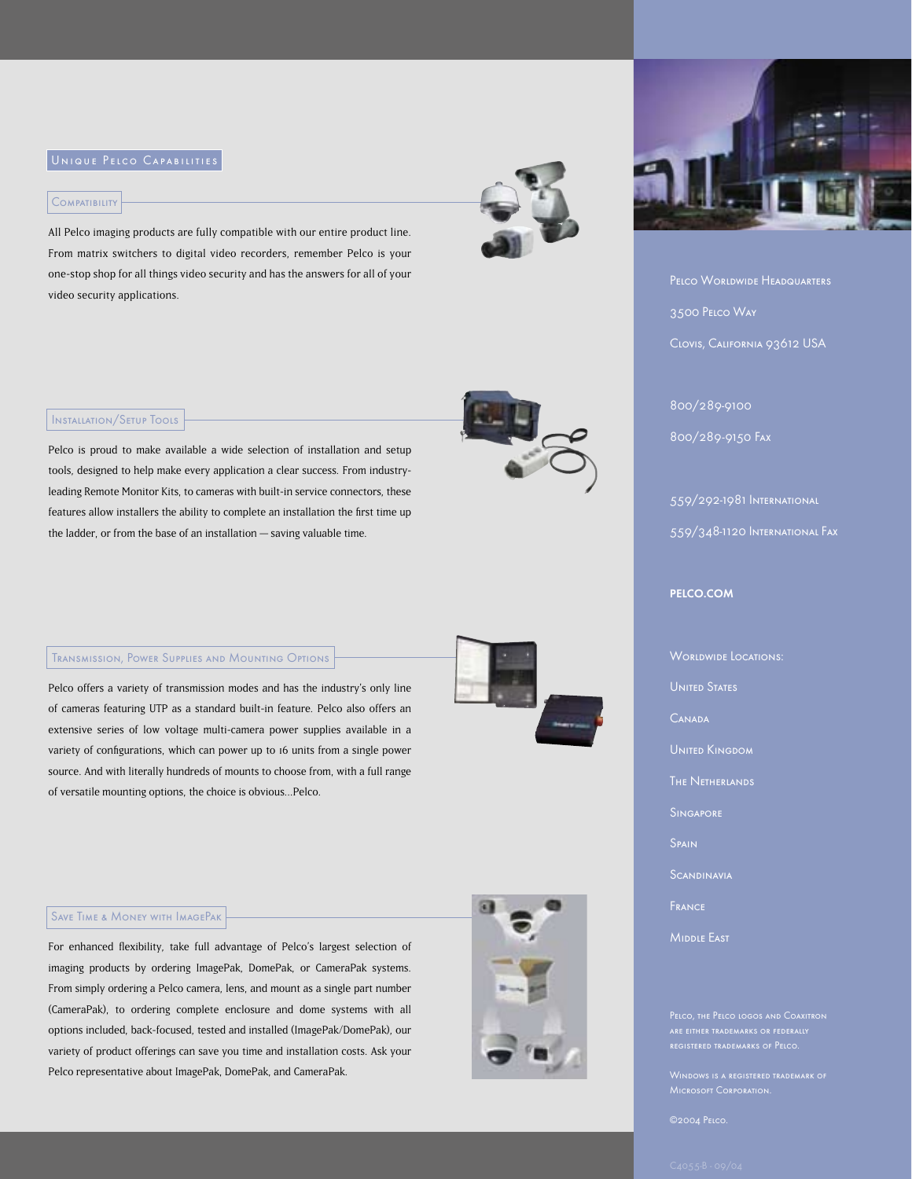## Unique Pelco Capabilities

### Compatibility

All Pelco imaging products are fully compatible with our entire product line. From matrix switchers to digital video recorders, remember Pelco is your one-stop shop for all things video security and has the answers for all of your video security applications.

### Installation/Setup Tools

Pelco is proud to make available a wide selection of installation and setup tools, designed to help make every application a clear success. From industry-leading Remote Monitor Kits, to cameras with built-in service connectors, these features allow installers the ability to complete an installation the first time up the ladder, or from the base of an installation — saving valuable time.

### Transmission, Power Supplies and Mounting Options

Pelco offers a variety of transmission modes and has the industry's only line of cameras featuring UTP as a standard built-in feature. Pelco also offers an extensive series of low voltage multi-camera power supplies available in a variety of configurations, which can power up to 16 units from a single power source. And with literally hundreds of mounts to choose from, with a full range of versatile mounting options, the choice is obvious...Pelco.

### Save Time & Money with ImagePak

For enhanced flexibility, take full advantage of Pelco's largest selection of imaging products by ordering ImagePak, DomePak, or CameraPak systems. From simply ordering a Pelco camera, lens, and mount as a single part number (CameraPak), to ordering complete enclosure and dome systems with all options included, back-focused, tested and installed (ImagePak/DomePak), our variety of product offerings can save you time and installation costs. Ask your Pelco representative about ImagePak, DomePak, and CameraPak.

Pelco Worldwide Headquarters

3500 Pelco Way

Clovis, California 93612 USA

800/289-9100

800/289-9150 Fax

559/292-1981 International

559/348-1120 International Fax

**PELCO.COM**

Worldwide Locations:

- United States
- Canada
- United Kingdom
- The Netherlands
- Singapore
- Spain
- Scandinavia
- France
- Middle East

Pelco, the Pelco logos and Coaxitron are either trademarks or federally registered trademarks of Pelco.

Windows is a registered trademark of Microsoft Corporation.

©2004 Pelco.

C4055-B - 09/04